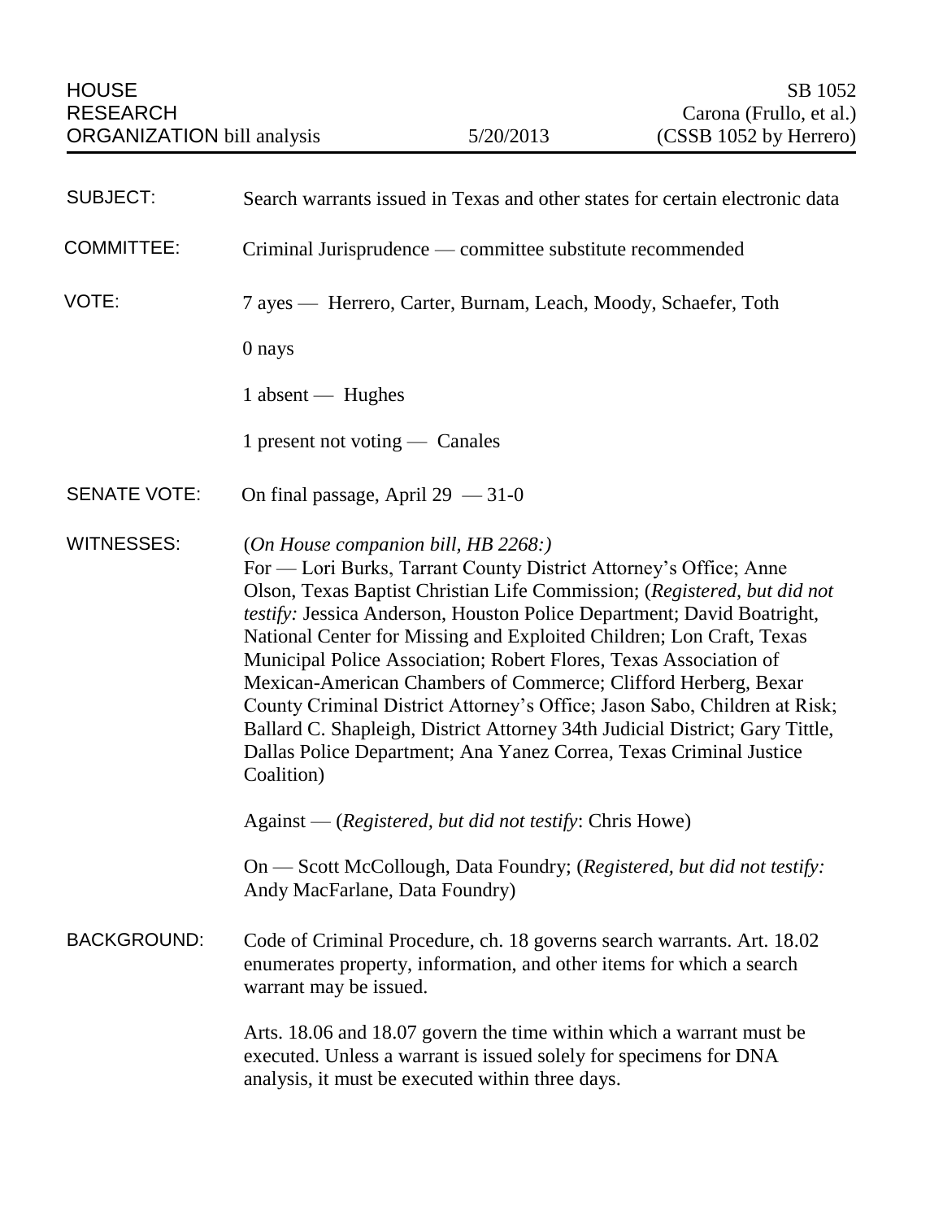HOUSE RESEARCH ORGANIZATION bill analysis | 5/20/2013 | SB 1052 Carona (Frullo, et al.) (CSSB 1052 by Herrero)

**SUBJECT:** Search warrants issued in Texas and other states for certain electronic data

**COMMITTEE:** Criminal Jurisprudence — committee substitute recommended

**VOTE:** 7 ayes — Herrero, Carter, Burnam, Leach, Moody, Schaefer, Toth

0 nays

1 absent — Hughes

1 present not voting — Canales

**SENATE VOTE:** On final passage, April 29 — 31-0

**WITNESSES:** (*On House companion bill, HB 2268:*)
For — Lori Burks, Tarrant County District Attorney's Office; Anne Olson, Texas Baptist Christian Life Commission; (*Registered, but did not testify:* Jessica Anderson, Houston Police Department; David Boatright, National Center for Missing and Exploited Children; Lon Craft, Texas Municipal Police Association; Robert Flores, Texas Association of Mexican-American Chambers of Commerce; Clifford Herberg, Bexar County Criminal District Attorney's Office; Jason Sabo, Children at Risk; Ballard C. Shapleigh, District Attorney 34th Judicial District; Gary Tittle, Dallas Police Department; Ana Yanez Correa, Texas Criminal Justice Coalition)

Against — (*Registered, but did not testify*: Chris Howe)

On — Scott McCollough, Data Foundry; (*Registered, but did not testify:* Andy MacFarlane, Data Foundry)

**BACKGROUND:** Code of Criminal Procedure, ch. 18 governs search warrants. Art. 18.02 enumerates property, information, and other items for which a search warrant may be issued.

Arts. 18.06 and 18.07 govern the time within which a warrant must be executed. Unless a warrant is issued solely for specimens for DNA analysis, it must be executed within three days.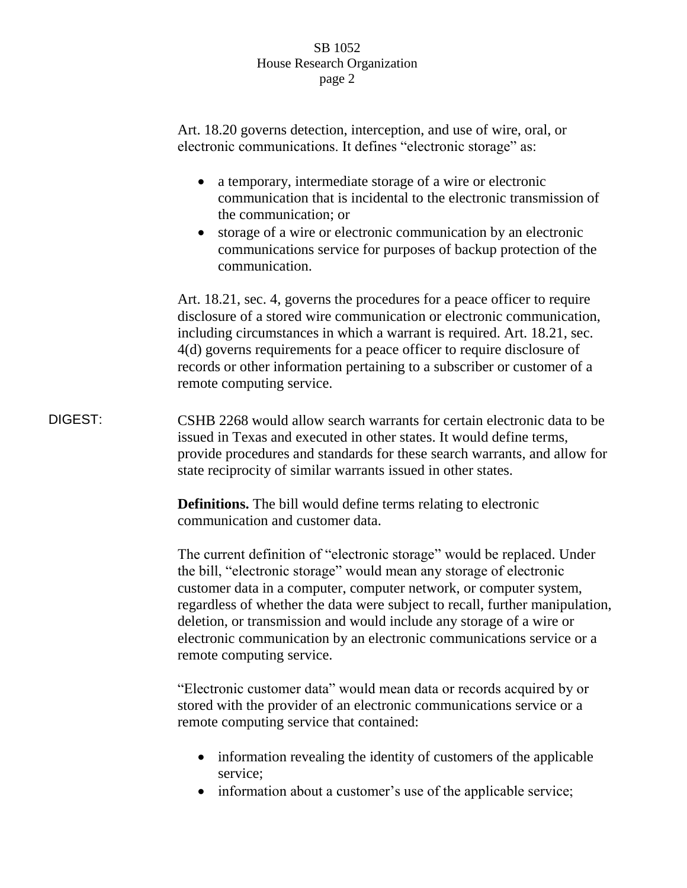Art. 18.20 governs detection, interception, and use of wire, oral, or electronic communications. It defines "electronic storage" as:

- a temporary, intermediate storage of a wire or electronic communication that is incidental to the electronic transmission of the communication; or
- storage of a wire or electronic communication by an electronic communications service for purposes of backup protection of the communication.

Art. 18.21, sec. 4, governs the procedures for a peace officer to require disclosure of a stored wire communication or electronic communication, including circumstances in which a warrant is required. Art. 18.21, sec. 4(d) governs requirements for a peace officer to require disclosure of records or other information pertaining to a subscriber or customer of a remote computing service.

DIGEST: CSHB 2268 would allow search warrants for certain electronic data to be issued in Texas and executed in other states. It would define terms, provide procedures and standards for these search warrants, and allow for state reciprocity of similar warrants issued in other states.

**Definitions.** The bill would define terms relating to electronic communication and customer data.

The current definition of "electronic storage" would be replaced. Under the bill, "electronic storage" would mean any storage of electronic customer data in a computer, computer network, or computer system, regardless of whether the data were subject to recall, further manipulation, deletion, or transmission and would include any storage of a wire or electronic communication by an electronic communications service or a remote computing service.

"Electronic customer data" would mean data or records acquired by or stored with the provider of an electronic communications service or a remote computing service that contained:

- information revealing the identity of customers of the applicable service;
- information about a customer's use of the applicable service;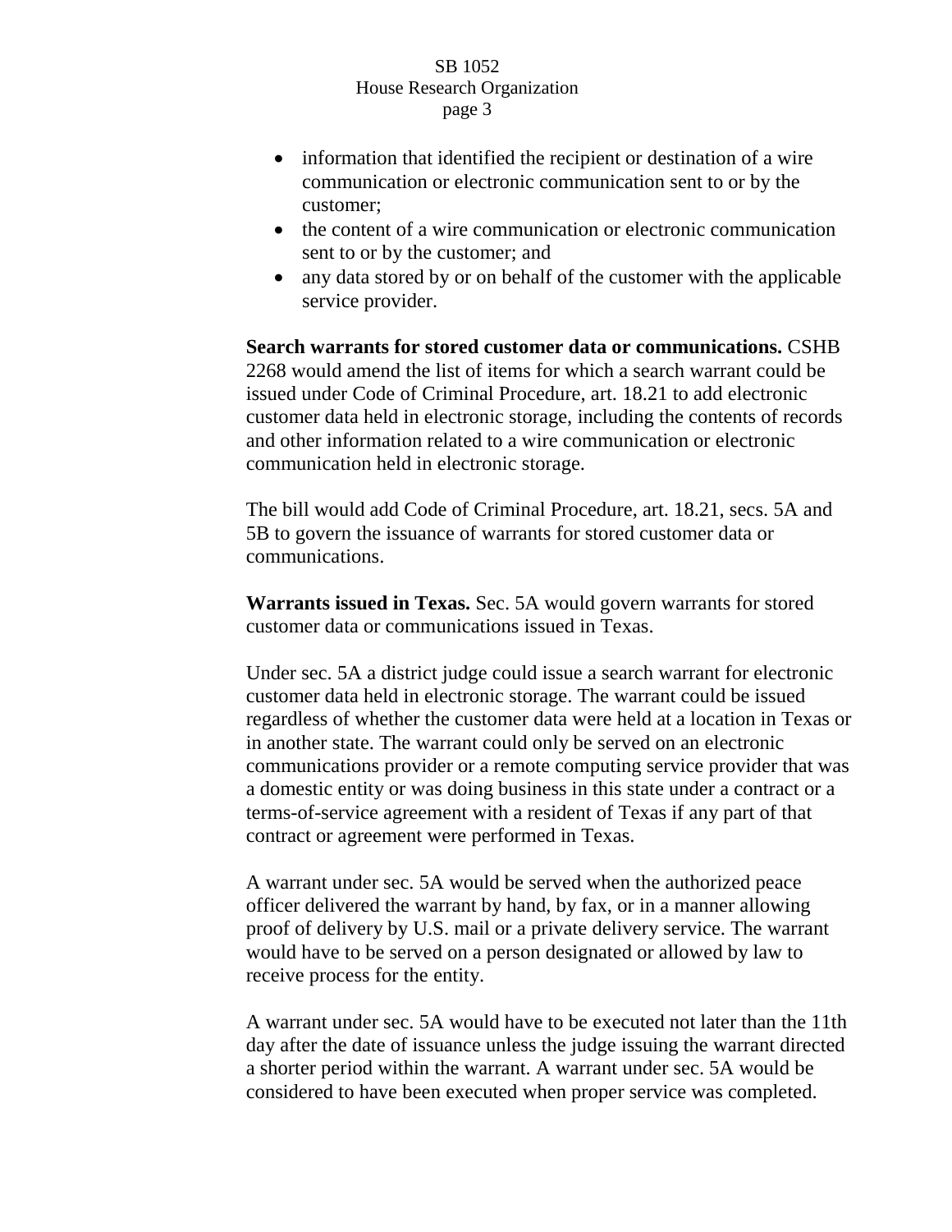- information that identified the recipient or destination of a wire communication or electronic communication sent to or by the customer;
- the content of a wire communication or electronic communication sent to or by the customer; and
- any data stored by or on behalf of the customer with the applicable service provider.

**Search warrants for stored customer data or communications.** CSHB 2268 would amend the list of items for which a search warrant could be issued under Code of Criminal Procedure, art. 18.21 to add electronic customer data held in electronic storage, including the contents of records and other information related to a wire communication or electronic communication held in electronic storage.

The bill would add Code of Criminal Procedure, art. 18.21, secs. 5A and 5B to govern the issuance of warrants for stored customer data or communications.

**Warrants issued in Texas.** Sec. 5A would govern warrants for stored customer data or communications issued in Texas.

Under sec. 5A a district judge could issue a search warrant for electronic customer data held in electronic storage. The warrant could be issued regardless of whether the customer data were held at a location in Texas or in another state. The warrant could only be served on an electronic communications provider or a remote computing service provider that was a domestic entity or was doing business in this state under a contract or a terms-of-service agreement with a resident of Texas if any part of that contract or agreement were performed in Texas.

A warrant under sec. 5A would be served when the authorized peace officer delivered the warrant by hand, by fax, or in a manner allowing proof of delivery by U.S. mail or a private delivery service. The warrant would have to be served on a person designated or allowed by law to receive process for the entity.

A warrant under sec. 5A would have to be executed not later than the 11th day after the date of issuance unless the judge issuing the warrant directed a shorter period within the warrant. A warrant under sec. 5A would be considered to have been executed when proper service was completed.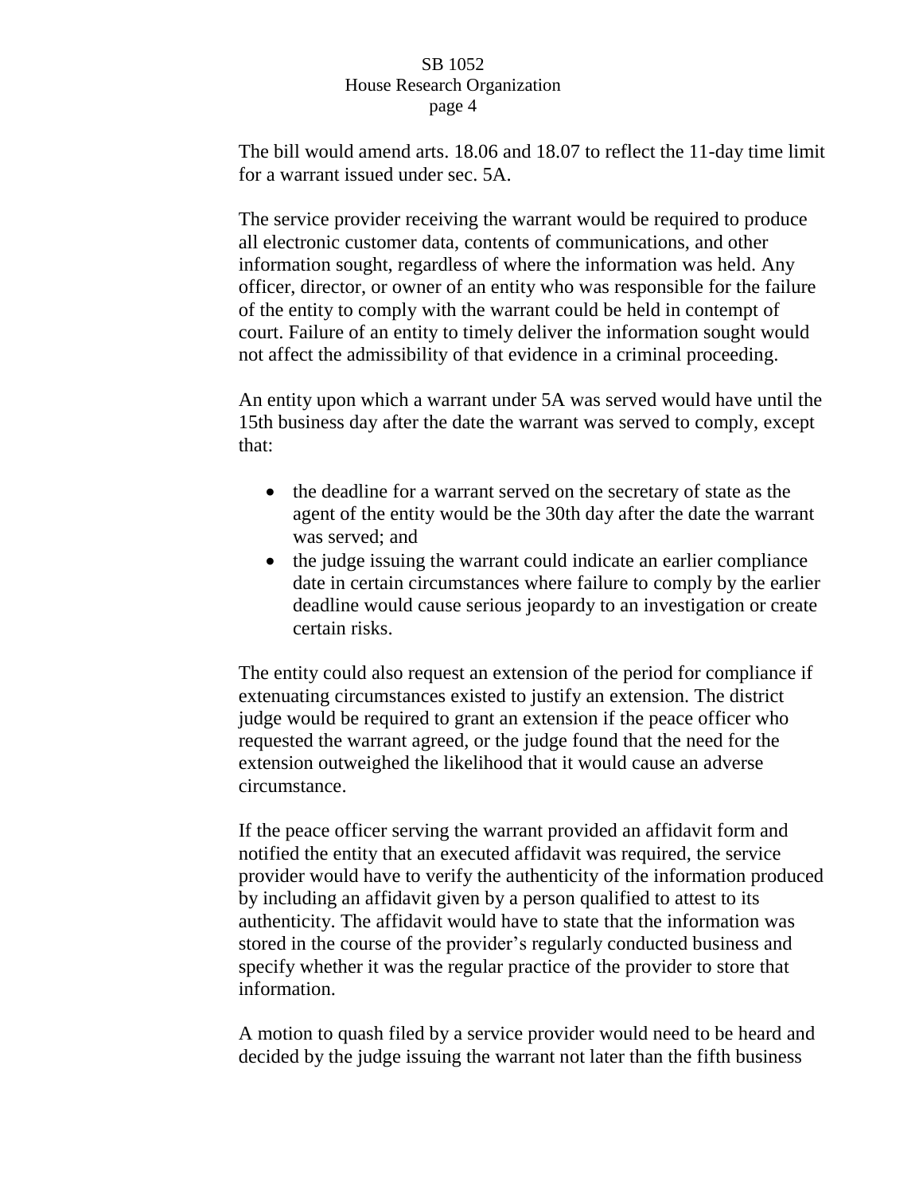The bill would amend arts. 18.06 and 18.07 to reflect the 11-day time limit for a warrant issued under sec. 5A.

The service provider receiving the warrant would be required to produce all electronic customer data, contents of communications, and other information sought, regardless of where the information was held. Any officer, director, or owner of an entity who was responsible for the failure of the entity to comply with the warrant could be held in contempt of court. Failure of an entity to timely deliver the information sought would not affect the admissibility of that evidence in a criminal proceeding.

An entity upon which a warrant under 5A was served would have until the 15th business day after the date the warrant was served to comply, except that:

- the deadline for a warrant served on the secretary of state as the agent of the entity would be the 30th day after the date the warrant was served; and
- the judge issuing the warrant could indicate an earlier compliance date in certain circumstances where failure to comply by the earlier deadline would cause serious jeopardy to an investigation or create certain risks.

The entity could also request an extension of the period for compliance if extenuating circumstances existed to justify an extension. The district judge would be required to grant an extension if the peace officer who requested the warrant agreed, or the judge found that the need for the extension outweighed the likelihood that it would cause an adverse circumstance.

If the peace officer serving the warrant provided an affidavit form and notified the entity that an executed affidavit was required, the service provider would have to verify the authenticity of the information produced by including an affidavit given by a person qualified to attest to its authenticity. The affidavit would have to state that the information was stored in the course of the provider's regularly conducted business and specify whether it was the regular practice of the provider to store that information.

A motion to quash filed by a service provider would need to be heard and decided by the judge issuing the warrant not later than the fifth business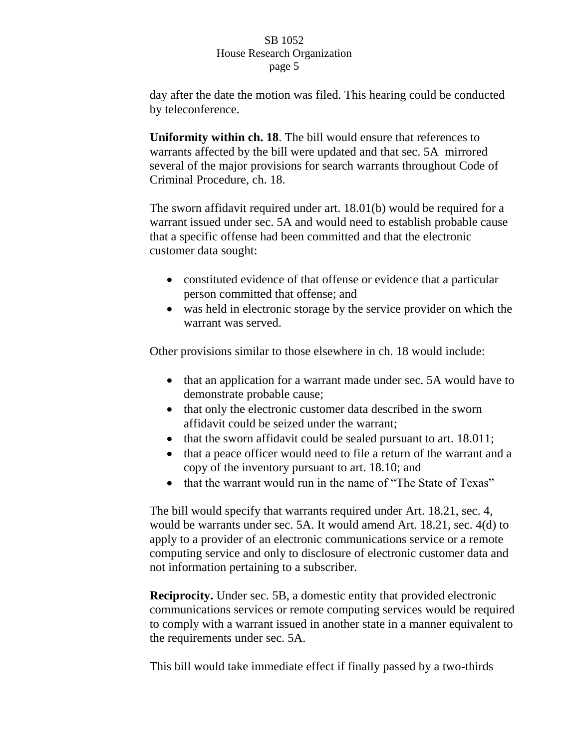day after the date the motion was filed. This hearing could be conducted by teleconference.

**Uniformity within ch. 18**. The bill would ensure that references to warrants affected by the bill were updated and that sec. 5A mirrored several of the major provisions for search warrants throughout Code of Criminal Procedure, ch. 18.

The sworn affidavit required under art. 18.01(b) would be required for a warrant issued under sec. 5A and would need to establish probable cause that a specific offense had been committed and that the electronic customer data sought:

- constituted evidence of that offense or evidence that a particular person committed that offense; and
- was held in electronic storage by the service provider on which the warrant was served.

Other provisions similar to those elsewhere in ch. 18 would include:

- that an application for a warrant made under sec. 5A would have to demonstrate probable cause;
- that only the electronic customer data described in the sworn affidavit could be seized under the warrant;
- that the sworn affidavit could be sealed pursuant to art. 18.011;
- that a peace officer would need to file a return of the warrant and a copy of the inventory pursuant to art. 18.10; and
- that the warrant would run in the name of "The State of Texas"

The bill would specify that warrants required under Art. 18.21, sec. 4, would be warrants under sec. 5A. It would amend Art. 18.21, sec. 4(d) to apply to a provider of an electronic communications service or a remote computing service and only to disclosure of electronic customer data and not information pertaining to a subscriber.

**Reciprocity.** Under sec. 5B, a domestic entity that provided electronic communications services or remote computing services would be required to comply with a warrant issued in another state in a manner equivalent to the requirements under sec. 5A.

This bill would take immediate effect if finally passed by a two-thirds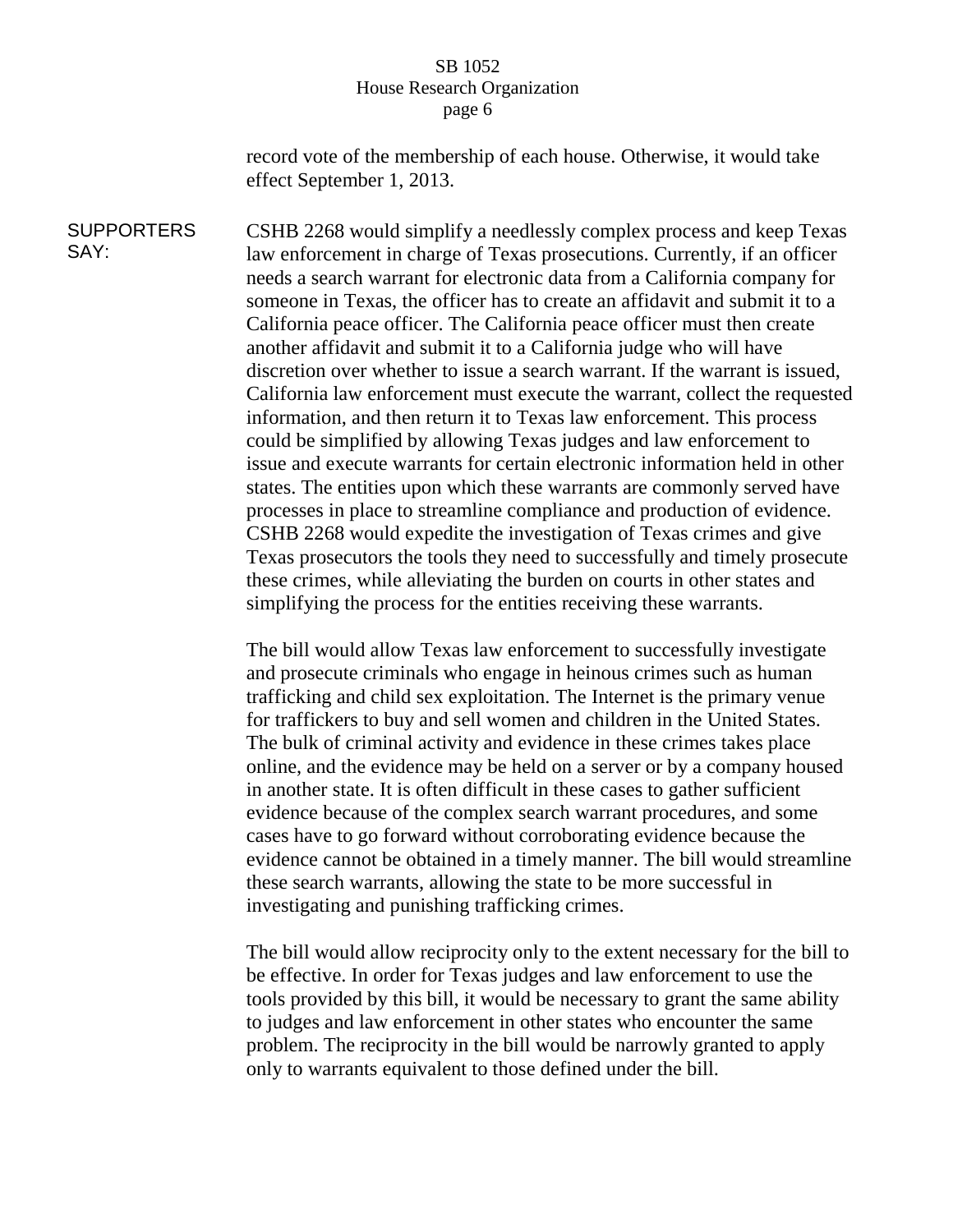record vote of the membership of each house. Otherwise, it would take effect September 1, 2013.

**SUPPORTERS SAY:**

CSHB 2268 would simplify a needlessly complex process and keep Texas law enforcement in charge of Texas prosecutions. Currently, if an officer needs a search warrant for electronic data from a California company for someone in Texas, the officer has to create an affidavit and submit it to a California peace officer. The California peace officer must then create another affidavit and submit it to a California judge who will have discretion over whether to issue a search warrant. If the warrant is issued, California law enforcement must execute the warrant, collect the requested information, and then return it to Texas law enforcement. This process could be simplified by allowing Texas judges and law enforcement to issue and execute warrants for certain electronic information held in other states. The entities upon which these warrants are commonly served have processes in place to streamline compliance and production of evidence. CSHB 2268 would expedite the investigation of Texas crimes and give Texas prosecutors the tools they need to successfully and timely prosecute these crimes, while alleviating the burden on courts in other states and simplifying the process for the entities receiving these warrants.

The bill would allow Texas law enforcement to successfully investigate and prosecute criminals who engage in heinous crimes such as human trafficking and child sex exploitation. The Internet is the primary venue for traffickers to buy and sell women and children in the United States. The bulk of criminal activity and evidence in these crimes takes place online, and the evidence may be held on a server or by a company housed in another state. It is often difficult in these cases to gather sufficient evidence because of the complex search warrant procedures, and some cases have to go forward without corroborating evidence because the evidence cannot be obtained in a timely manner. The bill would streamline these search warrants, allowing the state to be more successful in investigating and punishing trafficking crimes.

The bill would allow reciprocity only to the extent necessary for the bill to be effective. In order for Texas judges and law enforcement to use the tools provided by this bill, it would be necessary to grant the same ability to judges and law enforcement in other states who encounter the same problem. The reciprocity in the bill would be narrowly granted to apply only to warrants equivalent to those defined under the bill.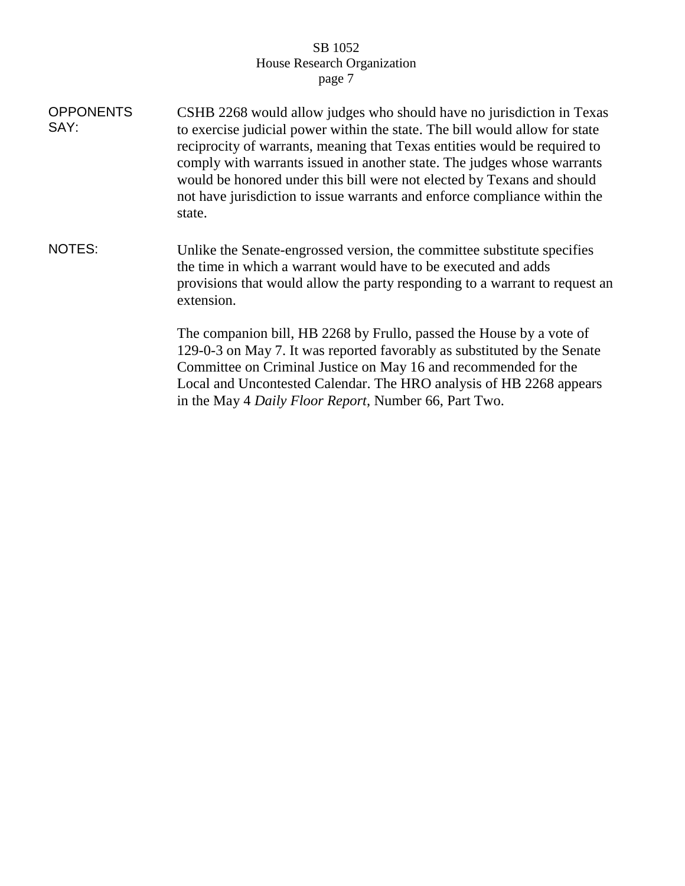**OPPONENTS SAY:**

CSHB 2268 would allow judges who should have no jurisdiction in Texas to exercise judicial power within the state. The bill would allow for state reciprocity of warrants, meaning that Texas entities would be required to comply with warrants issued in another state. The judges whose warrants would be honored under this bill were not elected by Texans and should not have jurisdiction to issue warrants and enforce compliance within the state.

**NOTES:**

Unlike the Senate-engrossed version, the committee substitute specifies the time in which a warrant would have to be executed and adds provisions that would allow the party responding to a warrant to request an extension.

The companion bill, HB 2268 by Frullo, passed the House by a vote of 129-0-3 on May 7. It was reported favorably as substituted by the Senate Committee on Criminal Justice on May 16 and recommended for the Local and Uncontested Calendar. The HRO analysis of HB 2268 appears in the May 4 *Daily Floor Report*, Number 66, Part Two.